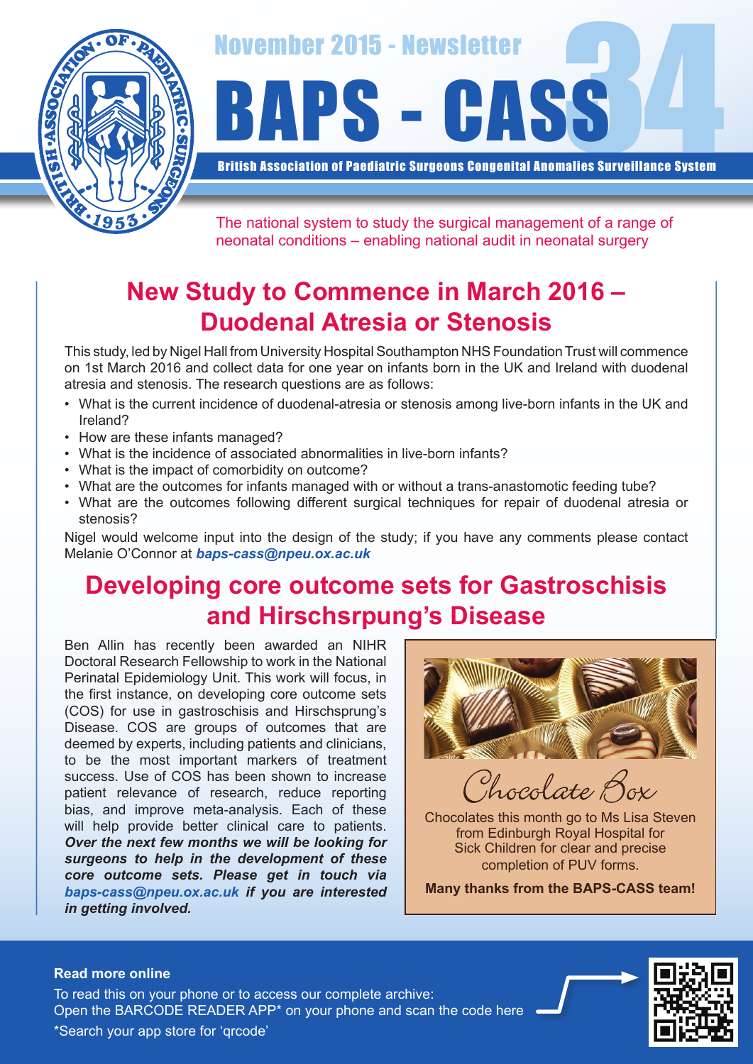November 2015 - Newsletter

# BAPS - CASS 34

**British Association of Paediatric Surgeons Congenital Anomalies Surveillance System**

The national system to study the surgical management of a range of neonatal conditions – enabling national audit in neonatal surgery

## New Study to Commence in March 2016 – Duodenal Atresia or Stenosis

This study, led by Nigel Hall from University Hospital Southampton NHS Foundation Trust will commence on 1st March 2016 and collect data for one year on infants born in the UK and Ireland with duodenal atresia and stenosis. The research questions are as follows:

- What is the current incidence of duodenal-atresia or stenosis among live-born infants in the UK and Ireland?
- How are these infants managed?
- What is the incidence of associated abnormalities in live-born infants?
- What is the impact of comorbidity on outcome?
- What are the outcomes for infants managed with or without a trans-anastomotic feeding tube?
- What are the outcomes following different surgical techniques for repair of duodenal atresia or stenosis?

Nigel would welcome input into the design of the study; if you have any comments please contact Melanie O'Connor at ***baps-cass@npeu.ox.ac.uk***

## Developing core outcome sets for Gastroschisis and Hirschsrpung's Disease

Ben Allin has recently been awarded an NIHR Doctoral Research Fellowship to work in the National Perinatal Epidemiology Unit. This work will focus, in the first instance, on developing core outcome sets (COS) for use in gastroschisis and Hirschsprung's Disease. COS are groups of outcomes that are deemed by experts, including patients and clinicians, to be the most important markers of treatment success. Use of COS has been shown to increase patient relevance of research, reduce reporting bias, and improve meta-analysis. Each of these will help provide better clinical care to patients. ***Over the next few months we will be looking for surgeons to help in the development of these core outcome sets. Please get in touch via baps-cass@npeu.ox.ac.uk if you are interested in getting involved.***

### Chocolate Box

Chocolates this month go to Ms Lisa Steven from Edinburgh Royal Hospital for Sick Children for clear and precise completion of PUV forms.

**Many thanks from the BAPS-CASS team!**

**Read more online**

To read this on your phone or to access our complete archive:
Open the BARCODE READER APP* on your phone and scan the code here

*Search your app store for 'qrcode'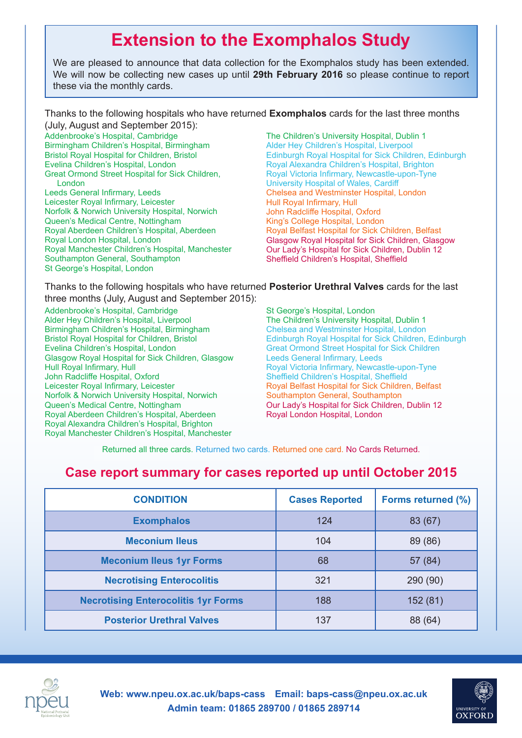# Extension to the Exomphalos Study

We are pleased to announce that data collection for the Exomphalos study has been extended. We will now be collecting new cases up until **29th February 2016** so please continue to report these via the monthly cards.

Thanks to the following hospitals who have returned **Exomphalos** cards for the last three months (July, August and September 2015):

Addenbrooke's Hospital, Cambridge
Birmingham Children's Hospital, Birmingham
Bristol Royal Hospital for Children, Bristol
Evelina Children's Hospital, London
Great Ormond Street Hospital for Sick Children, London
Leeds General Infirmary, Leeds
Leicester Royal Infirmary, Leicester
Norfolk & Norwich University Hospital, Norwich
Queen's Medical Centre, Nottingham
Royal Aberdeen Children's Hospital, Aberdeen
Royal London Hospital, London
Royal Manchester Children's Hospital, Manchester
Southampton General, Southampton
St George's Hospital, London
The Children's University Hospital, Dublin 1
Alder Hey Children's Hospital, Liverpool
Edinburgh Royal Hospital for Sick Children, Edinburgh
Royal Alexandra Children's Hospital, Brighton
Royal Victoria Infirmary, Newcastle-upon-Tyne
University Hospital of Wales, Cardiff
Chelsea and Westminster Hospital, London
Hull Royal Infirmary, Hull
John Radcliffe Hospital, Oxford
King's College Hospital, London
Royal Belfast Hospital for Sick Children, Belfast
Glasgow Royal Hospital for Sick Children, Glasgow
Our Lady's Hospital for Sick Children, Dublin 12
Sheffield Children's Hospital, Sheffield

Thanks to the following hospitals who have returned **Posterior Urethral Valves** cards for the last three months (July, August and September 2015):

Addenbrooke's Hospital, Cambridge
Alder Hey Children's Hospital, Liverpool
Birmingham Children's Hospital, Birmingham
Bristol Royal Hospital for Children, Bristol
Evelina Children's Hospital, London
Glasgow Royal Hospital for Sick Children, Glasgow
Hull Royal Infirmary, Hull
John Radcliffe Hospital, Oxford
Leicester Royal Infirmary, Leicester
Norfolk & Norwich University Hospital, Norwich
Queen's Medical Centre, Nottingham
Royal Aberdeen Children's Hospital, Aberdeen
Royal Alexandra Children's Hospital, Brighton
Royal Manchester Children's Hospital, Manchester
St George's Hospital, London
The Children's University Hospital, Dublin 1
Chelsea and Westminster Hospital, London
Edinburgh Royal Hospital for Sick Children, Edinburgh
Great Ormond Street Hospital for Sick Children
Leeds General Infirmary, Leeds
Royal Victoria Infirmary, Newcastle-upon-Tyne
Sheffield Children's Hospital, Sheffield
Royal Belfast Hospital for Sick Children, Belfast
Southampton General, Southampton
Our Lady's Hospital for Sick Children, Dublin 12
Royal London Hospital, London

Returned all three cards. Returned two cards. Returned one card. No Cards Returned.

## Case report summary for cases reported up until October 2015

| CONDITION | Cases Reported | Forms returned (%) |
|---|---|---|
| Exomphalos | 124 | 83 (67) |
| Meconium Ileus | 104 | 89 (86) |
| Meconium Ileus 1yr Forms | 68 | 57 (84) |
| Necrotising Enterocolitis | 321 | 290 (90) |
| Necrotising Enterocolitis 1yr Forms | 188 | 152 (81) |
| Posterior Urethral Valves | 137 | 88 (64) |

**Web: www.npeu.ox.ac.uk/baps-cass Email: baps-cass@npeu.ox.ac.uk**
**Admin team: 01865 289700 / 01865 289714**